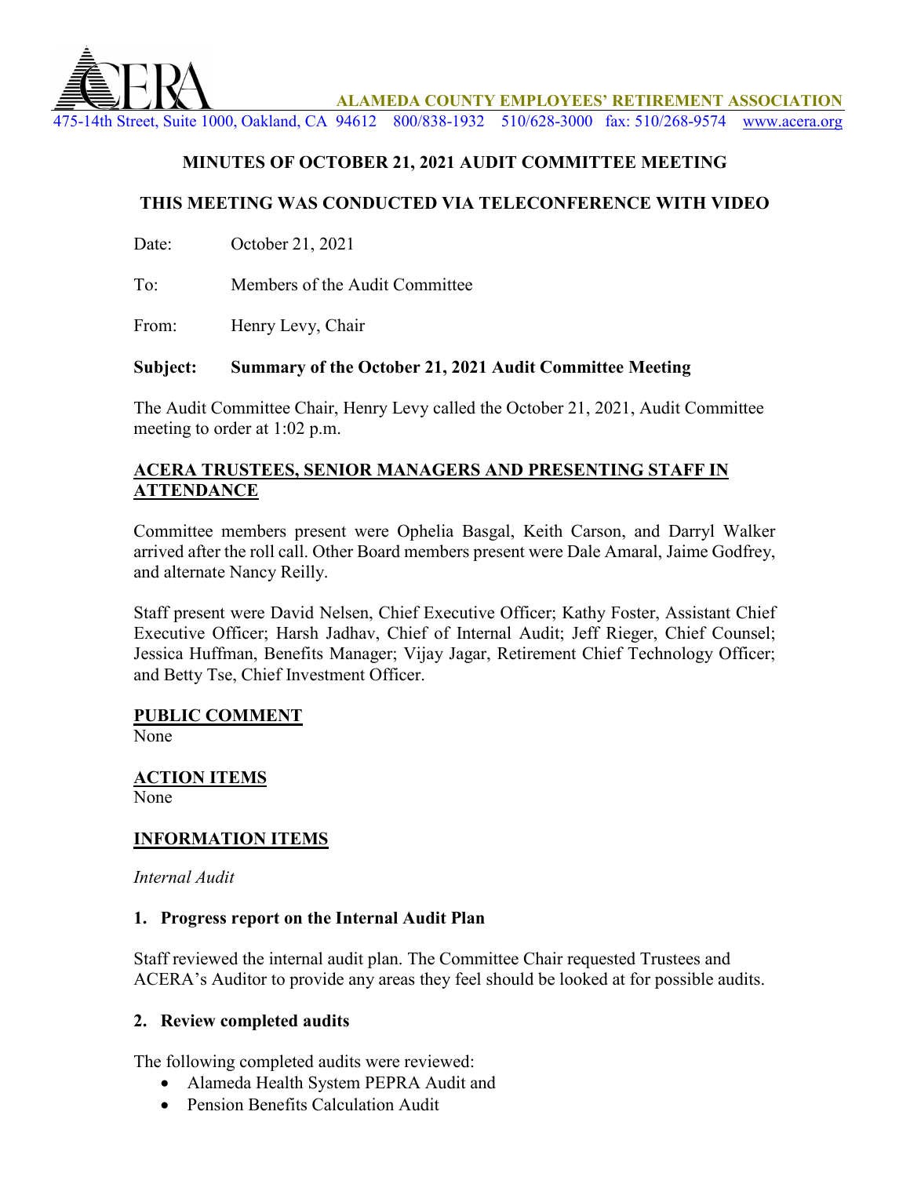ALAMEDA COUNTY EMPLOYEES' RETIREMENT ASSOCIATION
475-14th Street, Suite 1000, Oakland, CA 94612 800/838-1932 510/628-3000 fax: 510/268-9574 www.acera.org

## MINUTES OF OCTOBER 21, 2021 AUDIT COMMITTEE MEETING

## THIS MEETING WAS CONDUCTED VIA TELECONFERENCE WITH VIDEO

Date: October 21, 2021

To: Members of the Audit Committee

From: Henry Levy, Chair

**Subject: Summary of the October 21, 2021 Audit Committee Meeting**

The Audit Committee Chair, Henry Levy called the October 21, 2021, Audit Committee meeting to order at 1:02 p.m.

### ACERA TRUSTEES, SENIOR MANAGERS AND PRESENTING STAFF IN ATTENDANCE

Committee members present were Ophelia Basgal, Keith Carson, and Darryl Walker arrived after the roll call. Other Board members present were Dale Amaral, Jaime Godfrey, and alternate Nancy Reilly.

Staff present were David Nelsen, Chief Executive Officer; Kathy Foster, Assistant Chief Executive Officer; Harsh Jadhav, Chief of Internal Audit; Jeff Rieger, Chief Counsel; Jessica Huffman, Benefits Manager; Vijay Jagar, Retirement Chief Technology Officer; and Betty Tse, Chief Investment Officer.

### PUBLIC COMMENT

None

### ACTION ITEMS

None

### INFORMATION ITEMS

*Internal Audit*

**1. Progress report on the Internal Audit Plan**

Staff reviewed the internal audit plan. The Committee Chair requested Trustees and ACERA's Auditor to provide any areas they feel should be looked at for possible audits.

**2. Review completed audits**

The following completed audits were reviewed:

- Alameda Health System PEPRA Audit and
- Pension Benefits Calculation Audit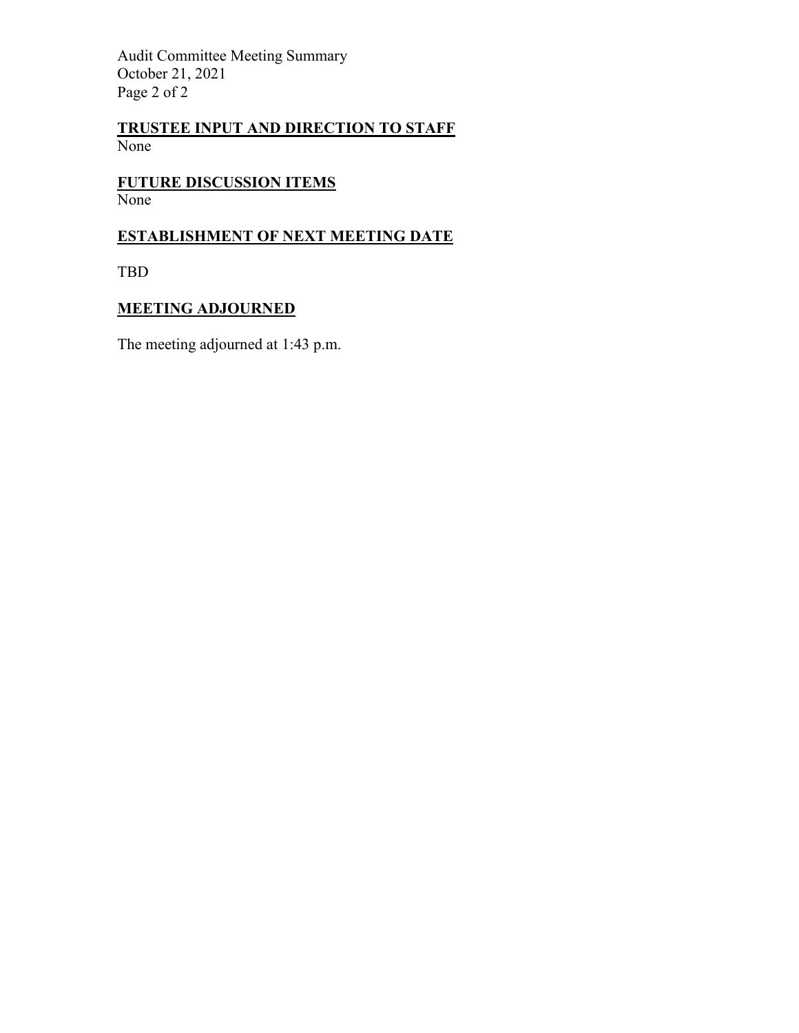**TRUSTEE INPUT AND DIRECTION TO STAFF**

None

**FUTURE DISCUSSION ITEMS**

None

**ESTABLISHMENT OF NEXT MEETING DATE**

TBD

**MEETING ADJOURNED**

The meeting adjourned at 1:43 p.m.